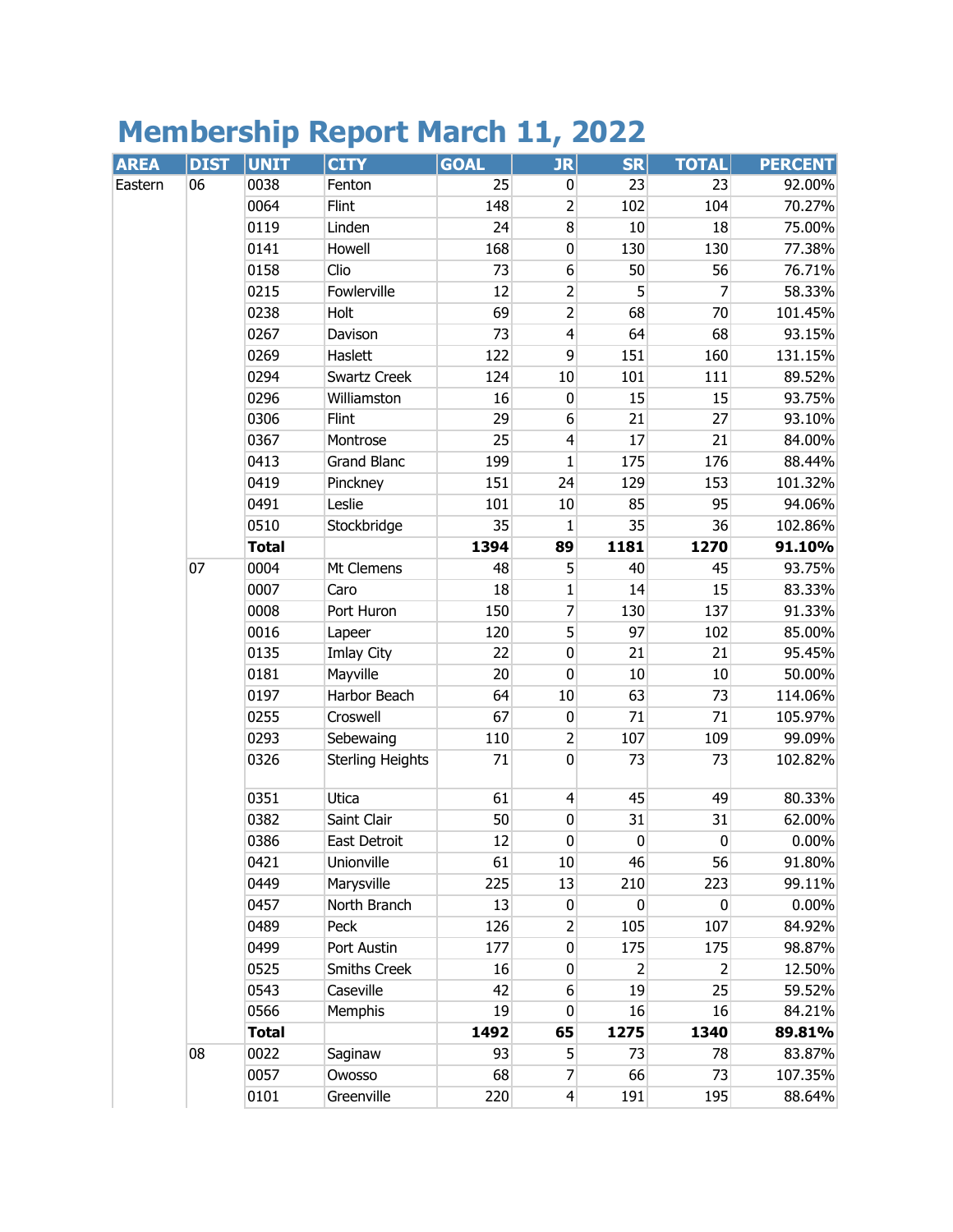# Membership Report March 11, 2022

| AREA | DIST | UNIT | CITY | GOAL | JR | SR | TOTAL | PERCENT |
|---|---|---|---|---|---|---|---|---|
| Eastern | 06 | 0038 | Fenton | 25 | 0 | 23 | 23 | 92.00% |
| | | 0064 | Flint | 148 | 2 | 102 | 104 | 70.27% |
| | | 0119 | Linden | 24 | 8 | 10 | 18 | 75.00% |
| | | 0141 | Howell | 168 | 0 | 130 | 130 | 77.38% |
| | | 0158 | Clio | 73 | 6 | 50 | 56 | 76.71% |
| | | 0215 | Fowlerville | 12 | 2 | 5 | 7 | 58.33% |
| | | 0238 | Holt | 69 | 2 | 68 | 70 | 101.45% |
| | | 0267 | Davison | 73 | 4 | 64 | 68 | 93.15% |
| | | 0269 | Haslett | 122 | 9 | 151 | 160 | 131.15% |
| | | 0294 | Swartz Creek | 124 | 10 | 101 | 111 | 89.52% |
| | | 0296 | Williamston | 16 | 0 | 15 | 15 | 93.75% |
| | | 0306 | Flint | 29 | 6 | 21 | 27 | 93.10% |
| | | 0367 | Montrose | 25 | 4 | 17 | 21 | 84.00% |
| | | 0413 | Grand Blanc | 199 | 1 | 175 | 176 | 88.44% |
| | | 0419 | Pinckney | 151 | 24 | 129 | 153 | 101.32% |
| | | 0491 | Leslie | 101 | 10 | 85 | 95 | 94.06% |
| | | 0510 | Stockbridge | 35 | 1 | 35 | 36 | 102.86% |
| | | **Total** | | **1394** | **89** | **1181** | **1270** | **91.10%** |
| | 07 | 0004 | Mt Clemens | 48 | 5 | 40 | 45 | 93.75% |
| | | 0007 | Caro | 18 | 1 | 14 | 15 | 83.33% |
| | | 0008 | Port Huron | 150 | 7 | 130 | 137 | 91.33% |
| | | 0016 | Lapeer | 120 | 5 | 97 | 102 | 85.00% |
| | | 0135 | Imlay City | 22 | 0 | 21 | 21 | 95.45% |
| | | 0181 | Mayville | 20 | 0 | 10 | 10 | 50.00% |
| | | 0197 | Harbor Beach | 64 | 10 | 63 | 73 | 114.06% |
| | | 0255 | Croswell | 67 | 0 | 71 | 71 | 105.97% |
| | | 0293 | Sebewaing | 110 | 2 | 107 | 109 | 99.09% |
| | | 0326 | Sterling Heights | 71 | 0 | 73 | 73 | 102.82% |
| | | 0351 | Utica | 61 | 4 | 45 | 49 | 80.33% |
| | | 0382 | Saint Clair | 50 | 0 | 31 | 31 | 62.00% |
| | | 0386 | East Detroit | 12 | 0 | 0 | 0 | 0.00% |
| | | 0421 | Unionville | 61 | 10 | 46 | 56 | 91.80% |
| | | 0449 | Marysville | 225 | 13 | 210 | 223 | 99.11% |
| | | 0457 | North Branch | 13 | 0 | 0 | 0 | 0.00% |
| | | 0489 | Peck | 126 | 2 | 105 | 107 | 84.92% |
| | | 0499 | Port Austin | 177 | 0 | 175 | 175 | 98.87% |
| | | 0525 | Smiths Creek | 16 | 0 | 2 | 2 | 12.50% |
| | | 0543 | Caseville | 42 | 6 | 19 | 25 | 59.52% |
| | | 0566 | Memphis | 19 | 0 | 16 | 16 | 84.21% |
| | | **Total** | | **1492** | **65** | **1275** | **1340** | **89.81%** |
| | 08 | 0022 | Saginaw | 93 | 5 | 73 | 78 | 83.87% |
| | | 0057 | Owosso | 68 | 7 | 66 | 73 | 107.35% |
| | | 0101 | Greenville | 220 | 4 | 191 | 195 | 88.64% |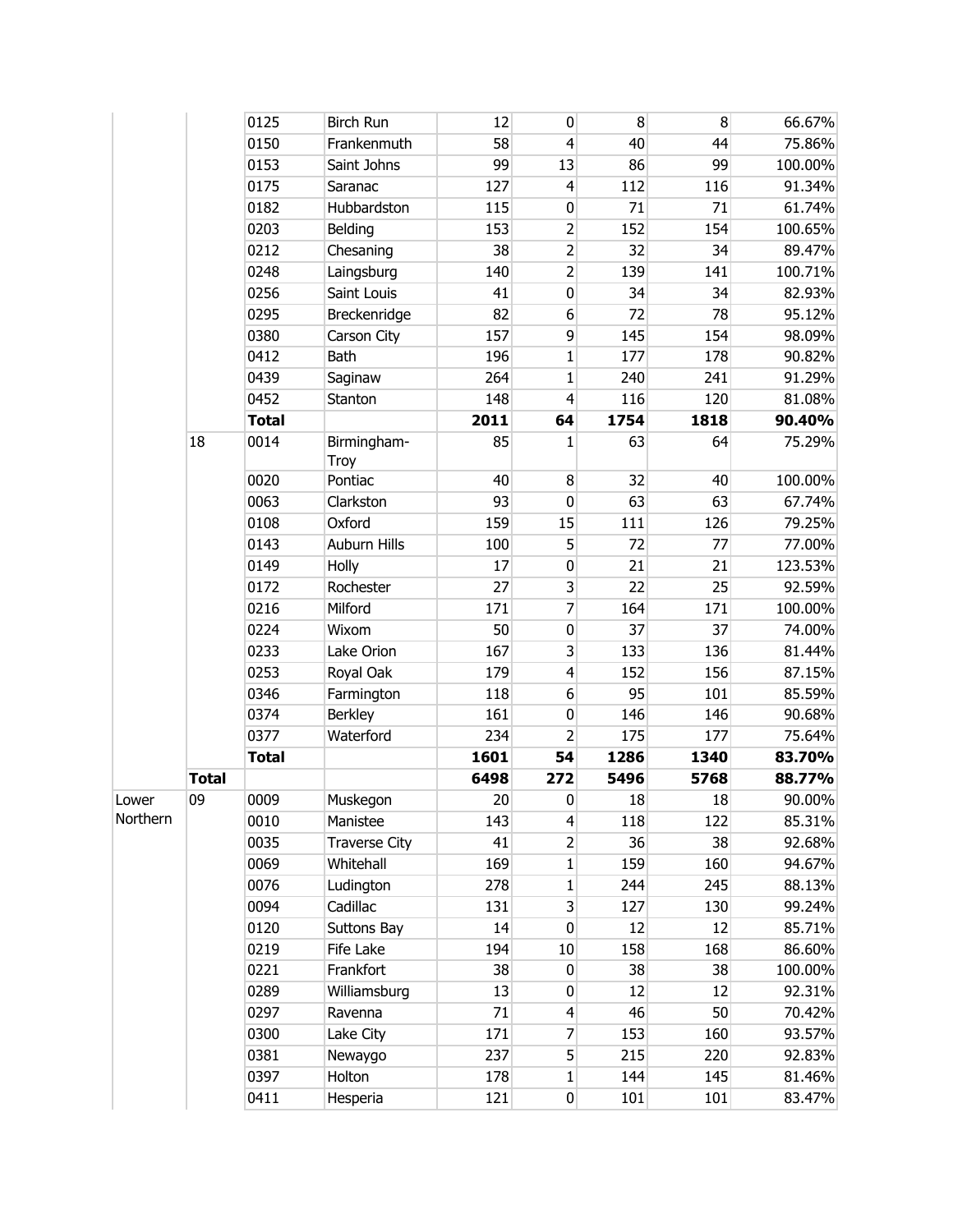| | | | | | | | | |
|---|---|---|---|---|---|---|---|---|
| | | 0125 | Birch Run | 12 | 0 | 8 | 8 | 66.67% |
| | | 0150 | Frankenmuth | 58 | 4 | 40 | 44 | 75.86% |
| | | 0153 | Saint Johns | 99 | 13 | 86 | 99 | 100.00% |
| | | 0175 | Saranac | 127 | 4 | 112 | 116 | 91.34% |
| | | 0182 | Hubbardston | 115 | 0 | 71 | 71 | 61.74% |
| | | 0203 | Belding | 153 | 2 | 152 | 154 | 100.65% |
| | | 0212 | Chesaning | 38 | 2 | 32 | 34 | 89.47% |
| | | 0248 | Laingsburg | 140 | 2 | 139 | 141 | 100.71% |
| | | 0256 | Saint Louis | 41 | 0 | 34 | 34 | 82.93% |
| | | 0295 | Breckenridge | 82 | 6 | 72 | 78 | 95.12% |
| | | 0380 | Carson City | 157 | 9 | 145 | 154 | 98.09% |
| | | 0412 | Bath | 196 | 1 | 177 | 178 | 90.82% |
| | | 0439 | Saginaw | 264 | 1 | 240 | 241 | 91.29% |
| | | 0452 | Stanton | 148 | 4 | 116 | 120 | 81.08% |
| | | **Total** | | **2011** | **64** | **1754** | **1818** | **90.40%** |
| | 18 | 0014 | Birmingham-Troy | 85 | 1 | 63 | 64 | 75.29% |
| | | 0020 | Pontiac | 40 | 8 | 32 | 40 | 100.00% |
| | | 0063 | Clarkston | 93 | 0 | 63 | 63 | 67.74% |
| | | 0108 | Oxford | 159 | 15 | 111 | 126 | 79.25% |
| | | 0143 | Auburn Hills | 100 | 5 | 72 | 77 | 77.00% |
| | | 0149 | Holly | 17 | 0 | 21 | 21 | 123.53% |
| | | 0172 | Rochester | 27 | 3 | 22 | 25 | 92.59% |
| | | 0216 | Milford | 171 | 7 | 164 | 171 | 100.00% |
| | | 0224 | Wixom | 50 | 0 | 37 | 37 | 74.00% |
| | | 0233 | Lake Orion | 167 | 3 | 133 | 136 | 81.44% |
| | | 0253 | Royal Oak | 179 | 4 | 152 | 156 | 87.15% |
| | | 0346 | Farmington | 118 | 6 | 95 | 101 | 85.59% |
| | | 0374 | Berkley | 161 | 0 | 146 | 146 | 90.68% |
| | | 0377 | Waterford | 234 | 2 | 175 | 177 | 75.64% |
| | | **Total** | | **1601** | **54** | **1286** | **1340** | **83.70%** |
| | **Total** | | | **6498** | **272** | **5496** | **5768** | **88.77%** |
| Lower Northern | 09 | 0009 | Muskegon | 20 | 0 | 18 | 18 | 90.00% |
| | | 0010 | Manistee | 143 | 4 | 118 | 122 | 85.31% |
| | | 0035 | Traverse City | 41 | 2 | 36 | 38 | 92.68% |
| | | 0069 | Whitehall | 169 | 1 | 159 | 160 | 94.67% |
| | | 0076 | Ludington | 278 | 1 | 244 | 245 | 88.13% |
| | | 0094 | Cadillac | 131 | 3 | 127 | 130 | 99.24% |
| | | 0120 | Suttons Bay | 14 | 0 | 12 | 12 | 85.71% |
| | | 0219 | Fife Lake | 194 | 10 | 158 | 168 | 86.60% |
| | | 0221 | Frankfort | 38 | 0 | 38 | 38 | 100.00% |
| | | 0289 | Williamsburg | 13 | 0 | 12 | 12 | 92.31% |
| | | 0297 | Ravenna | 71 | 4 | 46 | 50 | 70.42% |
| | | 0300 | Lake City | 171 | 7 | 153 | 160 | 93.57% |
| | | 0381 | Newaygo | 237 | 5 | 215 | 220 | 92.83% |
| | | 0397 | Holton | 178 | 1 | 144 | 145 | 81.46% |
| | | 0411 | Hesperia | 121 | 0 | 101 | 101 | 83.47% |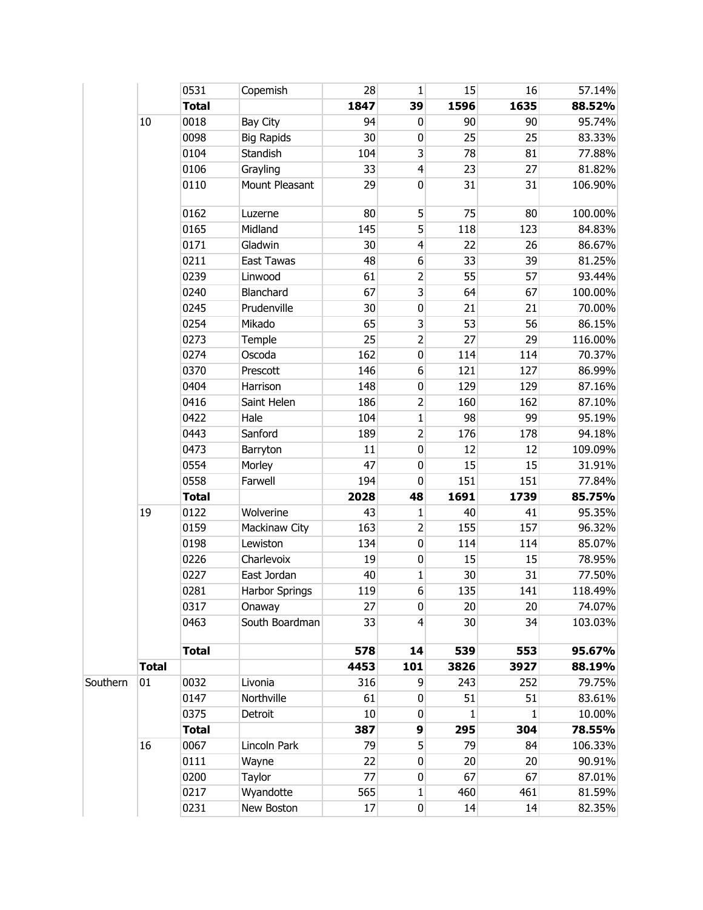| | | | | | | | | |
|---|---|---|---|---|---|---|---|---|
| | | 0531 | Copemish | 28 | 1 | 15 | 16 | 57.14% |
| | | **Total** | | **1847** | **39** | **1596** | **1635** | **88.52%** |
| | 10 | 0018 | Bay City | 94 | 0 | 90 | 90 | 95.74% |
| | | 0098 | Big Rapids | 30 | 0 | 25 | 25 | 83.33% |
| | | 0104 | Standish | 104 | 3 | 78 | 81 | 77.88% |
| | | 0106 | Grayling | 33 | 4 | 23 | 27 | 81.82% |
| | | 0110 | Mount Pleasant | 29 | 0 | 31 | 31 | 106.90% |
| | | 0162 | Luzerne | 80 | 5 | 75 | 80 | 100.00% |
| | | 0165 | Midland | 145 | 5 | 118 | 123 | 84.83% |
| | | 0171 | Gladwin | 30 | 4 | 22 | 26 | 86.67% |
| | | 0211 | East Tawas | 48 | 6 | 33 | 39 | 81.25% |
| | | 0239 | Linwood | 61 | 2 | 55 | 57 | 93.44% |
| | | 0240 | Blanchard | 67 | 3 | 64 | 67 | 100.00% |
| | | 0245 | Prudenville | 30 | 0 | 21 | 21 | 70.00% |
| | | 0254 | Mikado | 65 | 3 | 53 | 56 | 86.15% |
| | | 0273 | Temple | 25 | 2 | 27 | 29 | 116.00% |
| | | 0274 | Oscoda | 162 | 0 | 114 | 114 | 70.37% |
| | | 0370 | Prescott | 146 | 6 | 121 | 127 | 86.99% |
| | | 0404 | Harrison | 148 | 0 | 129 | 129 | 87.16% |
| | | 0416 | Saint Helen | 186 | 2 | 160 | 162 | 87.10% |
| | | 0422 | Hale | 104 | 1 | 98 | 99 | 95.19% |
| | | 0443 | Sanford | 189 | 2 | 176 | 178 | 94.18% |
| | | 0473 | Barryton | 11 | 0 | 12 | 12 | 109.09% |
| | | 0554 | Morley | 47 | 0 | 15 | 15 | 31.91% |
| | | 0558 | Farwell | 194 | 0 | 151 | 151 | 77.84% |
| | | **Total** | | **2028** | **48** | **1691** | **1739** | **85.75%** |
| | 19 | 0122 | Wolverine | 43 | 1 | 40 | 41 | 95.35% |
| | | 0159 | Mackinaw City | 163 | 2 | 155 | 157 | 96.32% |
| | | 0198 | Lewiston | 134 | 0 | 114 | 114 | 85.07% |
| | | 0226 | Charlevoix | 19 | 0 | 15 | 15 | 78.95% |
| | | 0227 | East Jordan | 40 | 1 | 30 | 31 | 77.50% |
| | | 0281 | Harbor Springs | 119 | 6 | 135 | 141 | 118.49% |
| | | 0317 | Onaway | 27 | 0 | 20 | 20 | 74.07% |
| | | 0463 | South Boardman | 33 | 4 | 30 | 34 | 103.03% |
| | | **Total** | | **578** | **14** | **539** | **553** | **95.67%** |
| | **Total** | | | **4453** | **101** | **3826** | **3927** | **88.19%** |
| Southern | 01 | 0032 | Livonia | 316 | 9 | 243 | 252 | 79.75% |
| | | 0147 | Northville | 61 | 0 | 51 | 51 | 83.61% |
| | | 0375 | Detroit | 10 | 0 | 1 | 1 | 10.00% |
| | | **Total** | | **387** | **9** | **295** | **304** | **78.55%** |
| | 16 | 0067 | Lincoln Park | 79 | 5 | 79 | 84 | 106.33% |
| | | 0111 | Wayne | 22 | 0 | 20 | 20 | 90.91% |
| | | 0200 | Taylor | 77 | 0 | 67 | 67 | 87.01% |
| | | 0217 | Wyandotte | 565 | 1 | 460 | 461 | 81.59% |
| | | 0231 | New Boston | 17 | 0 | 14 | 14 | 82.35% |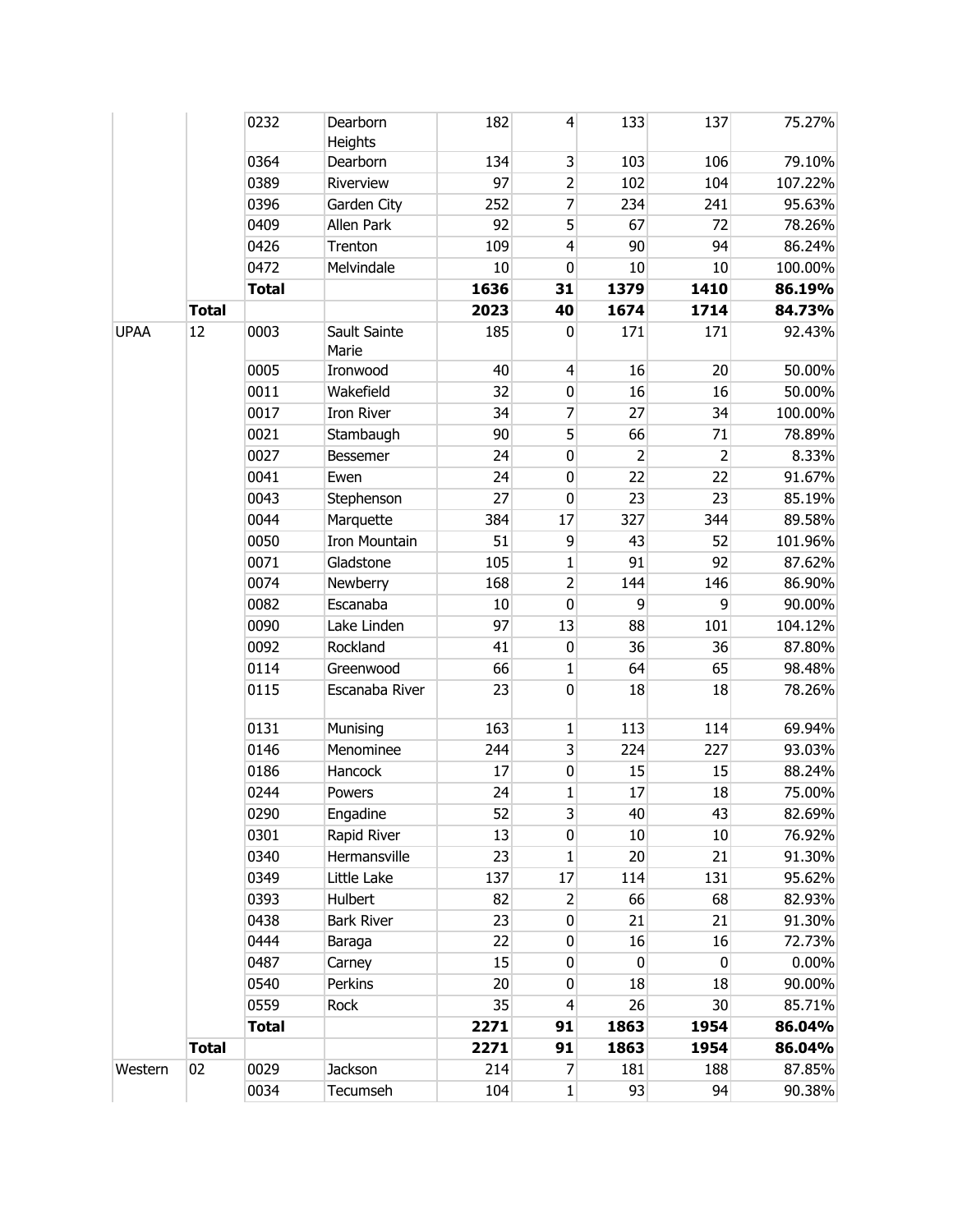| | | | | | | | | |
|---|---|---|---|---|---|---|---|---|
| | | 0232 | Dearborn Heights | 182 | 4 | 133 | 137 | 75.27% |
| | | 0364 | Dearborn | 134 | 3 | 103 | 106 | 79.10% |
| | | 0389 | Riverview | 97 | 2 | 102 | 104 | 107.22% |
| | | 0396 | Garden City | 252 | 7 | 234 | 241 | 95.63% |
| | | 0409 | Allen Park | 92 | 5 | 67 | 72 | 78.26% |
| | | 0426 | Trenton | 109 | 4 | 90 | 94 | 86.24% |
| | | 0472 | Melvindale | 10 | 0 | 10 | 10 | 100.00% |
| | | **Total** | | **1636** | **31** | **1379** | **1410** | **86.19%** |
| | **Total** | | | **2023** | **40** | **1674** | **1714** | **84.73%** |
| UPAA | 12 | 0003 | Sault Sainte Marie | 185 | 0 | 171 | 171 | 92.43% |
| | | 0005 | Ironwood | 40 | 4 | 16 | 20 | 50.00% |
| | | 0011 | Wakefield | 32 | 0 | 16 | 16 | 50.00% |
| | | 0017 | Iron River | 34 | 7 | 27 | 34 | 100.00% |
| | | 0021 | Stambaugh | 90 | 5 | 66 | 71 | 78.89% |
| | | 0027 | Bessemer | 24 | 0 | 2 | 2 | 8.33% |
| | | 0041 | Ewen | 24 | 0 | 22 | 22 | 91.67% |
| | | 0043 | Stephenson | 27 | 0 | 23 | 23 | 85.19% |
| | | 0044 | Marquette | 384 | 17 | 327 | 344 | 89.58% |
| | | 0050 | Iron Mountain | 51 | 9 | 43 | 52 | 101.96% |
| | | 0071 | Gladstone | 105 | 1 | 91 | 92 | 87.62% |
| | | 0074 | Newberry | 168 | 2 | 144 | 146 | 86.90% |
| | | 0082 | Escanaba | 10 | 0 | 9 | 9 | 90.00% |
| | | 0090 | Lake Linden | 97 | 13 | 88 | 101 | 104.12% |
| | | 0092 | Rockland | 41 | 0 | 36 | 36 | 87.80% |
| | | 0114 | Greenwood | 66 | 1 | 64 | 65 | 98.48% |
| | | 0115 | Escanaba River | 23 | 0 | 18 | 18 | 78.26% |
| | | 0131 | Munising | 163 | 1 | 113 | 114 | 69.94% |
| | | 0146 | Menominee | 244 | 3 | 224 | 227 | 93.03% |
| | | 0186 | Hancock | 17 | 0 | 15 | 15 | 88.24% |
| | | 0244 | Powers | 24 | 1 | 17 | 18 | 75.00% |
| | | 0290 | Engadine | 52 | 3 | 40 | 43 | 82.69% |
| | | 0301 | Rapid River | 13 | 0 | 10 | 10 | 76.92% |
| | | 0340 | Hermansville | 23 | 1 | 20 | 21 | 91.30% |
| | | 0349 | Little Lake | 137 | 17 | 114 | 131 | 95.62% |
| | | 0393 | Hulbert | 82 | 2 | 66 | 68 | 82.93% |
| | | 0438 | Bark River | 23 | 0 | 21 | 21 | 91.30% |
| | | 0444 | Baraga | 22 | 0 | 16 | 16 | 72.73% |
| | | 0487 | Carney | 15 | 0 | 0 | 0 | 0.00% |
| | | 0540 | Perkins | 20 | 0 | 18 | 18 | 90.00% |
| | | 0559 | Rock | 35 | 4 | 26 | 30 | 85.71% |
| | | **Total** | | **2271** | **91** | **1863** | **1954** | **86.04%** |
| | **Total** | | | **2271** | **91** | **1863** | **1954** | **86.04%** |
| Western | 02 | 0029 | Jackson | 214 | 7 | 181 | 188 | 87.85% |
| | | 0034 | Tecumseh | 104 | 1 | 93 | 94 | 90.38% |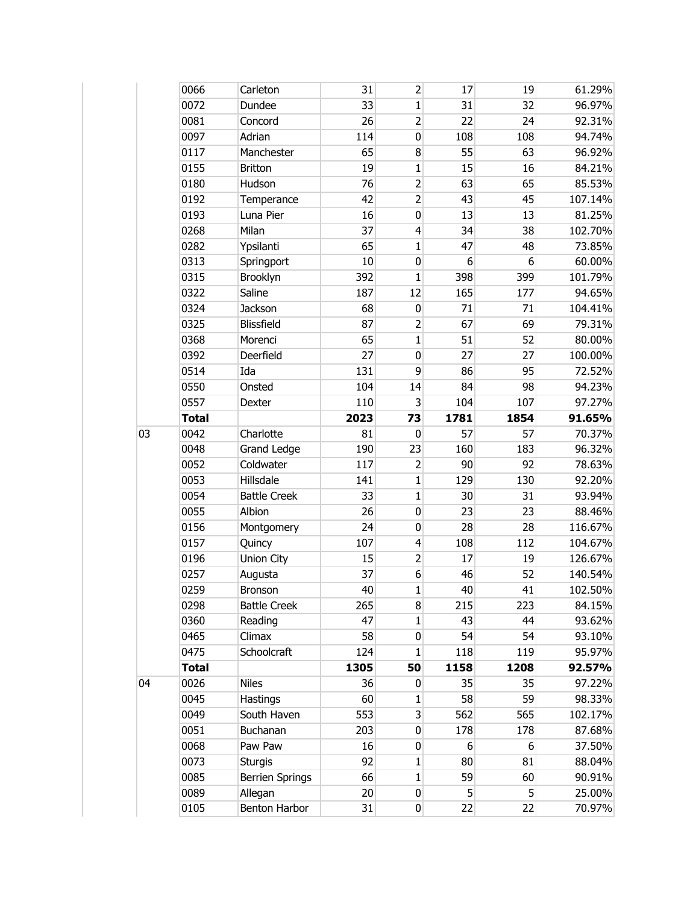| | | | | | | | |
|---|---|---|---|---|---|---|---|
| | 0066 | Carleton | 31 | 2 | 17 | 19 | 61.29% |
| | 0072 | Dundee | 33 | 1 | 31 | 32 | 96.97% |
| | 0081 | Concord | 26 | 2 | 22 | 24 | 92.31% |
| | 0097 | Adrian | 114 | 0 | 108 | 108 | 94.74% |
| | 0117 | Manchester | 65 | 8 | 55 | 63 | 96.92% |
| | 0155 | Britton | 19 | 1 | 15 | 16 | 84.21% |
| | 0180 | Hudson | 76 | 2 | 63 | 65 | 85.53% |
| | 0192 | Temperance | 42 | 2 | 43 | 45 | 107.14% |
| | 0193 | Luna Pier | 16 | 0 | 13 | 13 | 81.25% |
| | 0268 | Milan | 37 | 4 | 34 | 38 | 102.70% |
| | 0282 | Ypsilanti | 65 | 1 | 47 | 48 | 73.85% |
| | 0313 | Springport | 10 | 0 | 6 | 6 | 60.00% |
| | 0315 | Brooklyn | 392 | 1 | 398 | 399 | 101.79% |
| | 0322 | Saline | 187 | 12 | 165 | 177 | 94.65% |
| | 0324 | Jackson | 68 | 0 | 71 | 71 | 104.41% |
| | 0325 | Blissfield | 87 | 2 | 67 | 69 | 79.31% |
| | 0368 | Morenci | 65 | 1 | 51 | 52 | 80.00% |
| | 0392 | Deerfield | 27 | 0 | 27 | 27 | 100.00% |
| | 0514 | Ida | 131 | 9 | 86 | 95 | 72.52% |
| | 0550 | Onsted | 104 | 14 | 84 | 98 | 94.23% |
| | 0557 | Dexter | 110 | 3 | 104 | 107 | 97.27% |
| | **Total** | | **2023** | **73** | **1781** | **1854** | **91.65%** |
| 03 | 0042 | Charlotte | 81 | 0 | 57 | 57 | 70.37% |
| | 0048 | Grand Ledge | 190 | 23 | 160 | 183 | 96.32% |
| | 0052 | Coldwater | 117 | 2 | 90 | 92 | 78.63% |
| | 0053 | Hillsdale | 141 | 1 | 129 | 130 | 92.20% |
| | 0054 | Battle Creek | 33 | 1 | 30 | 31 | 93.94% |
| | 0055 | Albion | 26 | 0 | 23 | 23 | 88.46% |
| | 0156 | Montgomery | 24 | 0 | 28 | 28 | 116.67% |
| | 0157 | Quincy | 107 | 4 | 108 | 112 | 104.67% |
| | 0196 | Union City | 15 | 2 | 17 | 19 | 126.67% |
| | 0257 | Augusta | 37 | 6 | 46 | 52 | 140.54% |
| | 0259 | Bronson | 40 | 1 | 40 | 41 | 102.50% |
| | 0298 | Battle Creek | 265 | 8 | 215 | 223 | 84.15% |
| | 0360 | Reading | 47 | 1 | 43 | 44 | 93.62% |
| | 0465 | Climax | 58 | 0 | 54 | 54 | 93.10% |
| | 0475 | Schoolcraft | 124 | 1 | 118 | 119 | 95.97% |
| | **Total** | | **1305** | **50** | **1158** | **1208** | **92.57%** |
| 04 | 0026 | Niles | 36 | 0 | 35 | 35 | 97.22% |
| | 0045 | Hastings | 60 | 1 | 58 | 59 | 98.33% |
| | 0049 | South Haven | 553 | 3 | 562 | 565 | 102.17% |
| | 0051 | Buchanan | 203 | 0 | 178 | 178 | 87.68% |
| | 0068 | Paw Paw | 16 | 0 | 6 | 6 | 37.50% |
| | 0073 | Sturgis | 92 | 1 | 80 | 81 | 88.04% |
| | 0085 | Berrien Springs | 66 | 1 | 59 | 60 | 90.91% |
| | 0089 | Allegan | 20 | 0 | 5 | 5 | 25.00% |
| | 0105 | Benton Harbor | 31 | 0 | 22 | 22 | 70.97% |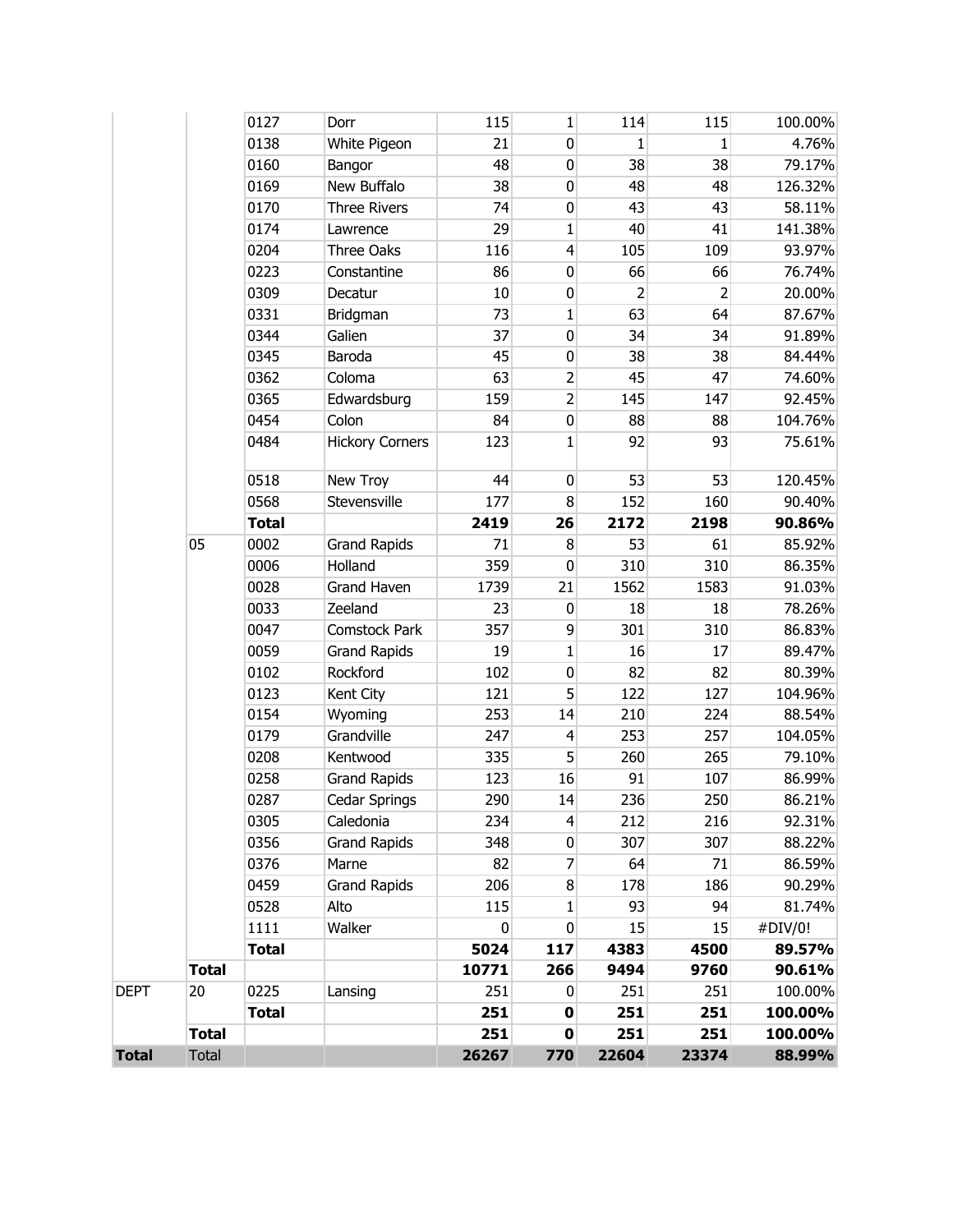| | | | | | | | | |
|---|---|---|---|---|---|---|---|---|
| | | 0127 | Dorr | 115 | 1 | 114 | 115 | 100.00% |
| | | 0138 | White Pigeon | 21 | 0 | 1 | 1 | 4.76% |
| | | 0160 | Bangor | 48 | 0 | 38 | 38 | 79.17% |
| | | 0169 | New Buffalo | 38 | 0 | 48 | 48 | 126.32% |
| | | 0170 | Three Rivers | 74 | 0 | 43 | 43 | 58.11% |
| | | 0174 | Lawrence | 29 | 1 | 40 | 41 | 141.38% |
| | | 0204 | Three Oaks | 116 | 4 | 105 | 109 | 93.97% |
| | | 0223 | Constantine | 86 | 0 | 66 | 66 | 76.74% |
| | | 0309 | Decatur | 10 | 0 | 2 | 2 | 20.00% |
| | | 0331 | Bridgman | 73 | 1 | 63 | 64 | 87.67% |
| | | 0344 | Galien | 37 | 0 | 34 | 34 | 91.89% |
| | | 0345 | Baroda | 45 | 0 | 38 | 38 | 84.44% |
| | | 0362 | Coloma | 63 | 2 | 45 | 47 | 74.60% |
| | | 0365 | Edwardsburg | 159 | 2 | 145 | 147 | 92.45% |
| | | 0454 | Colon | 84 | 0 | 88 | 88 | 104.76% |
| | | 0484 | Hickory Corners | 123 | 1 | 92 | 93 | 75.61% |
| | | 0518 | New Troy | 44 | 0 | 53 | 53 | 120.45% |
| | | 0568 | Stevensville | 177 | 8 | 152 | 160 | 90.40% |
| | | **Total** | | **2419** | **26** | **2172** | **2198** | **90.86%** |
| | 05 | 0002 | Grand Rapids | 71 | 8 | 53 | 61 | 85.92% |
| | | 0006 | Holland | 359 | 0 | 310 | 310 | 86.35% |
| | | 0028 | Grand Haven | 1739 | 21 | 1562 | 1583 | 91.03% |
| | | 0033 | Zeeland | 23 | 0 | 18 | 18 | 78.26% |
| | | 0047 | Comstock Park | 357 | 9 | 301 | 310 | 86.83% |
| | | 0059 | Grand Rapids | 19 | 1 | 16 | 17 | 89.47% |
| | | 0102 | Rockford | 102 | 0 | 82 | 82 | 80.39% |
| | | 0123 | Kent City | 121 | 5 | 122 | 127 | 104.96% |
| | | 0154 | Wyoming | 253 | 14 | 210 | 224 | 88.54% |
| | | 0179 | Grandville | 247 | 4 | 253 | 257 | 104.05% |
| | | 0208 | Kentwood | 335 | 5 | 260 | 265 | 79.10% |
| | | 0258 | Grand Rapids | 123 | 16 | 91 | 107 | 86.99% |
| | | 0287 | Cedar Springs | 290 | 14 | 236 | 250 | 86.21% |
| | | 0305 | Caledonia | 234 | 4 | 212 | 216 | 92.31% |
| | | 0356 | Grand Rapids | 348 | 0 | 307 | 307 | 88.22% |
| | | 0376 | Marne | 82 | 7 | 64 | 71 | 86.59% |
| | | 0459 | Grand Rapids | 206 | 8 | 178 | 186 | 90.29% |
| | | 0528 | Alto | 115 | 1 | 93 | 94 | 81.74% |
| | | 1111 | Walker | 0 | 0 | 15 | 15 | #DIV/0! |
| | | **Total** | | **5024** | **117** | **4383** | **4500** | **89.57%** |
| | **Total** | | | **10771** | **266** | **9494** | **9760** | **90.61%** |
| DEPT | 20 | 0225 | Lansing | 251 | 0 | 251 | 251 | 100.00% |
| | | **Total** | | **251** | **0** | **251** | **251** | **100.00%** |
| | **Total** | | | **251** | **0** | **251** | **251** | **100.00%** |
| **Total** | Total | | | **26267** | **770** | **22604** | **23374** | **88.99%** |